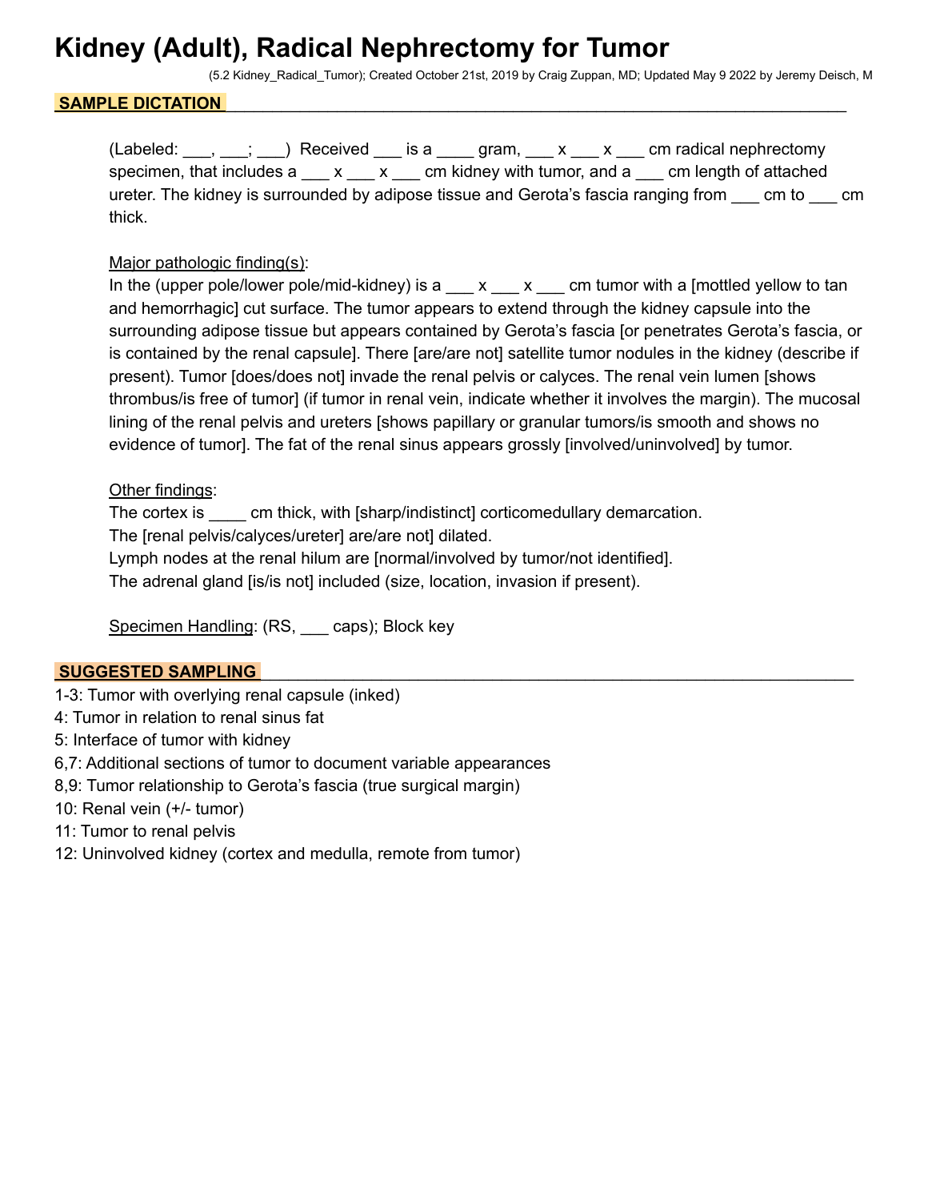# Kidney (Adult), Radical Nephrectomy for Tumor

(5.2 Kidney_Radical_Tumor); Created October 21st, 2019 by Craig Zuppan, MD; Updated May 9 2022 by Jeremy Deisch, M

## SAMPLE DICTATION

(Labeled: ___, ___; ___) Received ___ is a ____ gram, ___ x ___ x ___ cm radical nephrectomy specimen, that includes a ___ x ___ x ___ cm kidney with tumor, and a ___ cm length of attached ureter. The kidney is surrounded by adipose tissue and Gerota's fascia ranging from ___ cm to ___ cm thick.

<u>Major pathologic finding(s)</u>:
In the (upper pole/lower pole/mid-kidney) is a ___ x ___ x ___ cm tumor with a [mottled yellow to tan and hemorrhagic] cut surface. The tumor appears to extend through the kidney capsule into the surrounding adipose tissue but appears contained by Gerota's fascia [or penetrates Gerota's fascia, or is contained by the renal capsule]. There [are/are not] satellite tumor nodules in the kidney (describe if present). Tumor [does/does not] invade the renal pelvis or calyces. The renal vein lumen [shows thrombus/is free of tumor] (if tumor in renal vein, indicate whether it involves the margin). The mucosal lining of the renal pelvis and ureters [shows papillary or granular tumors/is smooth and shows no evidence of tumor]. The fat of the renal sinus appears grossly [involved/uninvolved] by tumor.

<u>Other findings</u>:
The cortex is ____ cm thick, with [sharp/indistinct] corticomedullary demarcation.
The [renal pelvis/calyces/ureter] are/are not] dilated.
Lymph nodes at the renal hilum are [normal/involved by tumor/not identified].
The adrenal gland [is/is not] included (size, location, invasion if present).

<u>Specimen Handling</u>: (RS, ___ caps); Block key

## SUGGESTED SAMPLING

1-3: Tumor with overlying renal capsule (inked)
4: Tumor in relation to renal sinus fat
5: Interface of tumor with kidney
6,7: Additional sections of tumor to document variable appearances
8,9: Tumor relationship to Gerota's fascia (true surgical margin)
10: Renal vein (+/- tumor)
11: Tumor to renal pelvis
12: Uninvolved kidney (cortex and medulla, remote from tumor)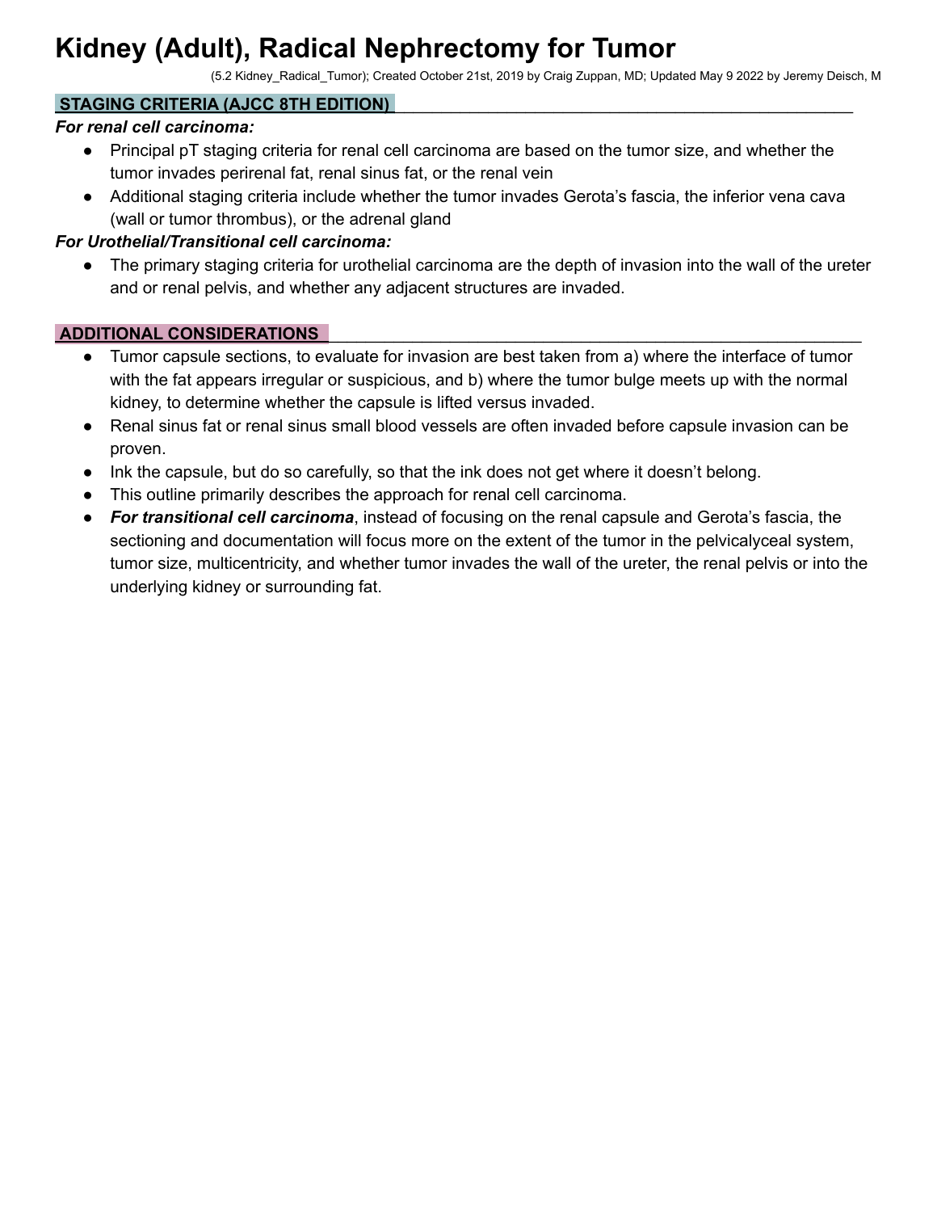# Kidney (Adult), Radical Nephrectomy for Tumor

(5.2 Kidney_Radical_Tumor); Created October 21st, 2019 by Craig Zuppan, MD; Updated May 9 2022 by Jeremy Deisch, M

## STAGING CRITERIA (AJCC 8TH EDITION)

***For renal cell carcinoma:***

- Principal pT staging criteria for renal cell carcinoma are based on the tumor size, and whether the tumor invades perirenal fat, renal sinus fat, or the renal vein
- Additional staging criteria include whether the tumor invades Gerota's fascia, the inferior vena cava (wall or tumor thrombus), or the adrenal gland

***For Urothelial/Transitional cell carcinoma:***

- The primary staging criteria for urothelial carcinoma are the depth of invasion into the wall of the ureter and or renal pelvis, and whether any adjacent structures are invaded.

## ADDITIONAL CONSIDERATIONS

- Tumor capsule sections, to evaluate for invasion are best taken from a) where the interface of tumor with the fat appears irregular or suspicious, and b) where the tumor bulge meets up with the normal kidney, to determine whether the capsule is lifted versus invaded.
- Renal sinus fat or renal sinus small blood vessels are often invaded before capsule invasion can be proven.
- Ink the capsule, but do so carefully, so that the ink does not get where it doesn't belong.
- This outline primarily describes the approach for renal cell carcinoma.
- ***For transitional cell carcinoma***, instead of focusing on the renal capsule and Gerota's fascia, the sectioning and documentation will focus more on the extent of the tumor in the pelvicalyceal system, tumor size, multicentricity, and whether tumor invades the wall of the ureter, the renal pelvis or into the underlying kidney or surrounding fat.